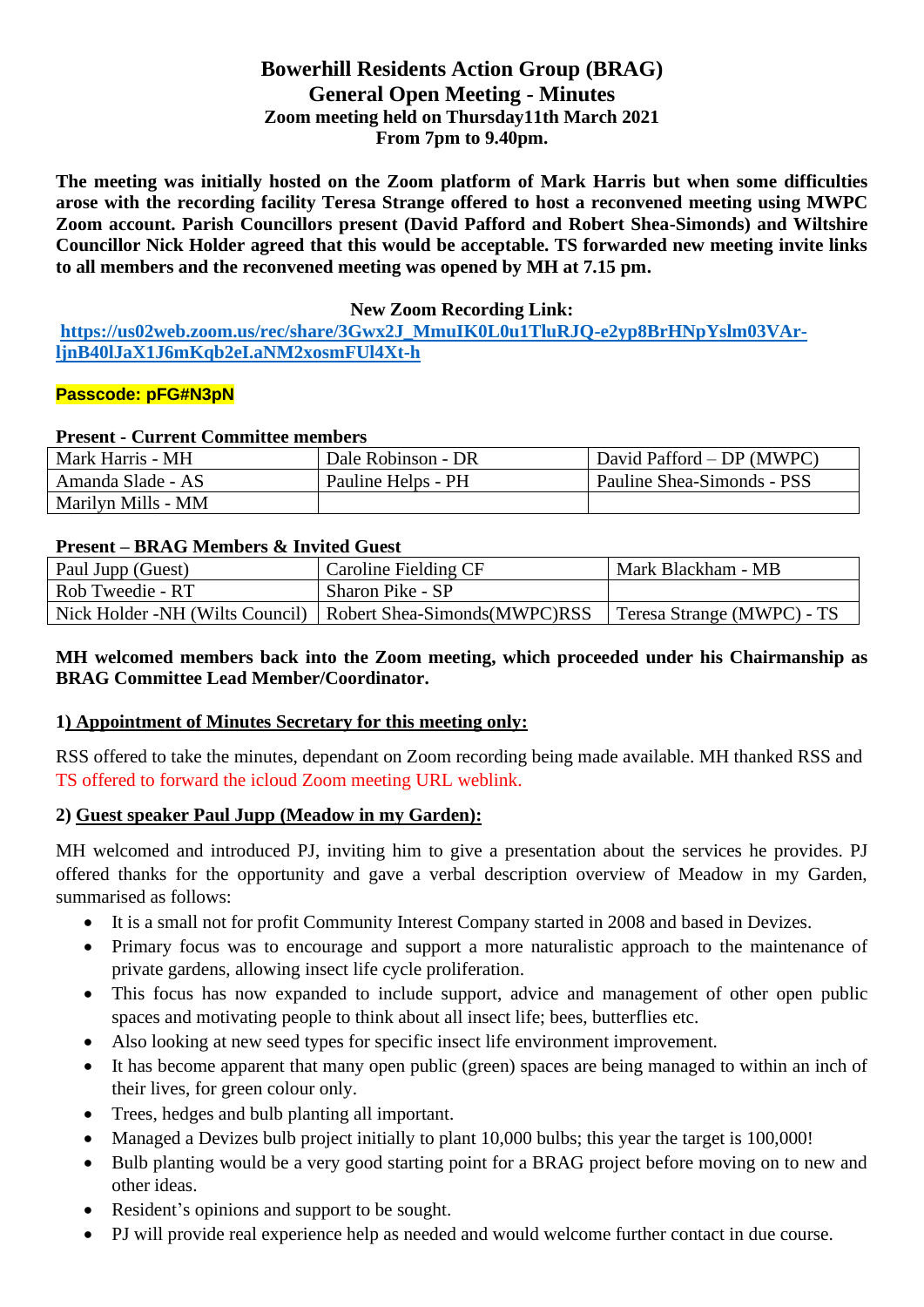# Bowerhill Residents Action Group (BRAG)
## General Open Meeting - Minutes
### Zoom meeting held on Thursday11th March 2021
### From 7pm to 9.40pm.

**The meeting was initially hosted on the Zoom platform of Mark Harris but when some difficulties arose with the recording facility Teresa Strange offered to host a reconvened meeting using MWPC Zoom account. Parish Councillors present (David Pafford and Robert Shea-Simonds) and Wiltshire Councillor Nick Holder agreed that this would be acceptable. TS forwarded new meeting invite links to all members and the reconvened meeting was opened by MH at 7.15 pm.**

**New Zoom Recording Link:**

**https://us02web.zoom.us/rec/share/3Gwx2J_MmuIK0L0u1TluRJQ-e2yp8BrHNpYslm03VAr-ljnB40lJaX1J6mKqb2eI.aNM2xosmFUl4Xt-h**

**Passcode: pFG#N3pN**

**Present - Current Committee members**

| Mark Harris - MH | Dale Robinson - DR | David Pafford – DP (MWPC) |
|---|---|---|
| Amanda Slade - AS | Pauline Helps - PH | Pauline Shea-Simonds - PSS |
| Marilyn Mills - MM | | |

**Present – BRAG Members & Invited Guest**

| Paul Jupp (Guest) | Caroline Fielding CF | Mark Blackham - MB |
|---|---|---|
| Rob Tweedie - RT | Sharon Pike - SP | |
| Nick Holder -NH (Wilts Council) | Robert Shea-Simonds(MWPC)RSS | Teresa Strange (MWPC) - TS |

**MH welcomed members back into the Zoom meeting, which proceeded under his Chairmanship as BRAG Committee Lead Member/Coordinator.**

**1) Appointment of Minutes Secretary for this meeting only:**

RSS offered to take the minutes, dependant on Zoom recording being made available. MH thanked RSS and TS offered to forward the icloud Zoom meeting URL weblink.

**2) Guest speaker Paul Jupp (Meadow in my Garden):**

MH welcomed and introduced PJ, inviting him to give a presentation about the services he provides. PJ offered thanks for the opportunity and gave a verbal description overview of Meadow in my Garden, summarised as follows:

- It is a small not for profit Community Interest Company started in 2008 and based in Devizes.
- Primary focus was to encourage and support a more naturalistic approach to the maintenance of private gardens, allowing insect life cycle proliferation.
- This focus has now expanded to include support, advice and management of other open public spaces and motivating people to think about all insect life; bees, butterflies etc.
- Also looking at new seed types for specific insect life environment improvement.
- It has become apparent that many open public (green) spaces are being managed to within an inch of their lives, for green colour only.
- Trees, hedges and bulb planting all important.
- Managed a Devizes bulb project initially to plant 10,000 bulbs; this year the target is 100,000!
- Bulb planting would be a very good starting point for a BRAG project before moving on to new and other ideas.
- Resident's opinions and support to be sought.
- PJ will provide real experience help as needed and would welcome further contact in due course.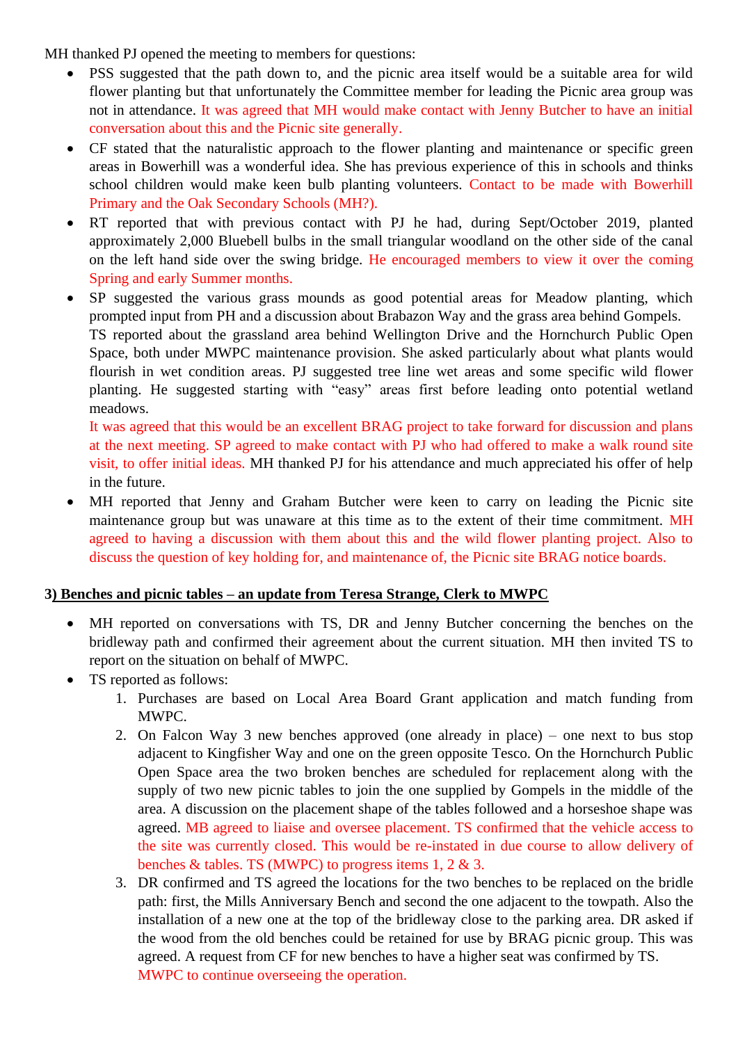MH thanked PJ opened the meeting to members for questions:

- PSS suggested that the path down to, and the picnic area itself would be a suitable area for wild flower planting but that unfortunately the Committee member for leading the Picnic area group was not in attendance. It was agreed that MH would make contact with Jenny Butcher to have an initial conversation about this and the Picnic site generally.
- CF stated that the naturalistic approach to the flower planting and maintenance or specific green areas in Bowerhill was a wonderful idea. She has previous experience of this in schools and thinks school children would make keen bulb planting volunteers. Contact to be made with Bowerhill Primary and the Oak Secondary Schools (MH?).
- RT reported that with previous contact with PJ he had, during Sept/October 2019, planted approximately 2,000 Bluebell bulbs in the small triangular woodland on the other side of the canal on the left hand side over the swing bridge. He encouraged members to view it over the coming Spring and early Summer months.
- SP suggested the various grass mounds as good potential areas for Meadow planting, which prompted input from PH and a discussion about Brabazon Way and the grass area behind Gompels. TS reported about the grassland area behind Wellington Drive and the Hornchurch Public Open Space, both under MWPC maintenance provision. She asked particularly about what plants would flourish in wet condition areas. PJ suggested tree line wet areas and some specific wild flower planting. He suggested starting with "easy" areas first before leading onto potential wetland meadows.
  It was agreed that this would be an excellent BRAG project to take forward for discussion and plans at the next meeting. SP agreed to make contact with PJ who had offered to make a walk round site visit, to offer initial ideas. MH thanked PJ for his attendance and much appreciated his offer of help in the future.
- MH reported that Jenny and Graham Butcher were keen to carry on leading the Picnic site maintenance group but was unaware at this time as to the extent of their time commitment. MH agreed to having a discussion with them about this and the wild flower planting project. Also to discuss the question of key holding for, and maintenance of, the Picnic site BRAG notice boards.

**3) Benches and picnic tables – an update from Teresa Strange, Clerk to MWPC**

- MH reported on conversations with TS, DR and Jenny Butcher concerning the benches on the bridleway path and confirmed their agreement about the current situation. MH then invited TS to report on the situation on behalf of MWPC.
- TS reported as follows:
  1. Purchases are based on Local Area Board Grant application and match funding from MWPC.
  2. On Falcon Way 3 new benches approved (one already in place) – one next to bus stop adjacent to Kingfisher Way and one on the green opposite Tesco. On the Hornchurch Public Open Space area the two broken benches are scheduled for replacement along with the supply of two new picnic tables to join the one supplied by Gompels in the middle of the area. A discussion on the placement shape of the tables followed and a horseshoe shape was agreed. MB agreed to liaise and oversee placement. TS confirmed that the vehicle access to the site was currently closed. This would be re-instated in due course to allow delivery of benches & tables. TS (MWPC) to progress items 1, 2 & 3.
  3. DR confirmed and TS agreed the locations for the two benches to be replaced on the bridle path: first, the Mills Anniversary Bench and second the one adjacent to the towpath. Also the installation of a new one at the top of the bridleway close to the parking area. DR asked if the wood from the old benches could be retained for use by BRAG picnic group. This was agreed. A request from CF for new benches to have a higher seat was confirmed by TS.
     MWPC to continue overseeing the operation.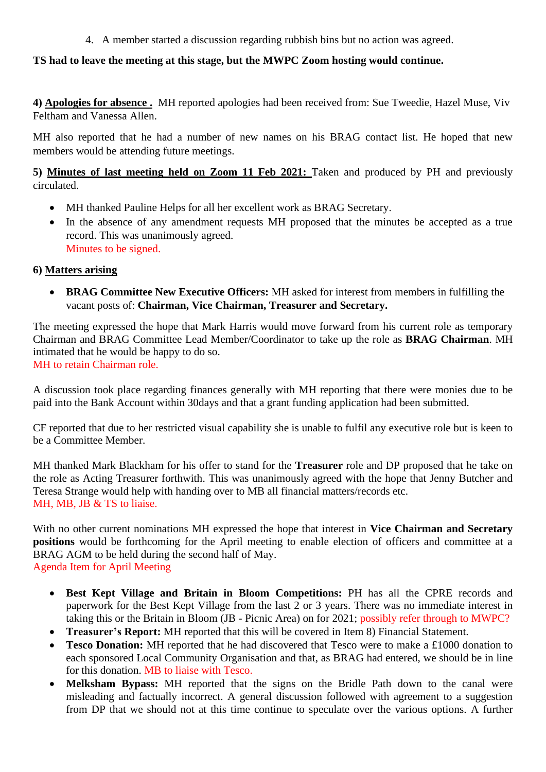4. A member started a discussion regarding rubbish bins but no action was agreed.

**TS had to leave the meeting at this stage, but the MWPC Zoom hosting would continue.**

**4) Apologies for absence .** MH reported apologies had been received from: Sue Tweedie, Hazel Muse, Viv Feltham and Vanessa Allen.

MH also reported that he had a number of new names on his BRAG contact list. He hoped that new members would be attending future meetings.

**5) Minutes of last meeting held on Zoom 11 Feb 2021:** Taken and produced by PH and previously circulated.

- MH thanked Pauline Helps for all her excellent work as BRAG Secretary.
- In the absence of any amendment requests MH proposed that the minutes be accepted as a true record. This was unanimously agreed.
  Minutes to be signed.

**6) Matters arising**

- **BRAG Committee New Executive Officers:** MH asked for interest from members in fulfilling the vacant posts of: **Chairman, Vice Chairman, Treasurer and Secretary.**

The meeting expressed the hope that Mark Harris would move forward from his current role as temporary Chairman and BRAG Committee Lead Member/Coordinator to take up the role as **BRAG Chairman**. MH intimated that he would be happy to do so.
MH to retain Chairman role.

A discussion took place regarding finances generally with MH reporting that there were monies due to be paid into the Bank Account within 30days and that a grant funding application had been submitted.

CF reported that due to her restricted visual capability she is unable to fulfil any executive role but is keen to be a Committee Member.

MH thanked Mark Blackham for his offer to stand for the **Treasurer** role and DP proposed that he take on the role as Acting Treasurer forthwith. This was unanimously agreed with the hope that Jenny Butcher and Teresa Strange would help with handing over to MB all financial matters/records etc.
MH, MB, JB & TS to liaise.

With no other current nominations MH expressed the hope that interest in **Vice Chairman and Secretary positions** would be forthcoming for the April meeting to enable election of officers and committee at a BRAG AGM to be held during the second half of May.
Agenda Item for April Meeting

- **Best Kept Village and Britain in Bloom Competitions:** PH has all the CPRE records and paperwork for the Best Kept Village from the last 2 or 3 years. There was no immediate interest in taking this or the Britain in Bloom (JB - Picnic Area) on for 2021; possibly refer through to MWPC?
- **Treasurer's Report:** MH reported that this will be covered in Item 8) Financial Statement.
- **Tesco Donation:** MH reported that he had discovered that Tesco were to make a £1000 donation to each sponsored Local Community Organisation and that, as BRAG had entered, we should be in line for this donation. MB to liaise with Tesco.
- **Melksham Bypass:** MH reported that the signs on the Bridle Path down to the canal were misleading and factually incorrect. A general discussion followed with agreement to a suggestion from DP that we should not at this time continue to speculate over the various options. A further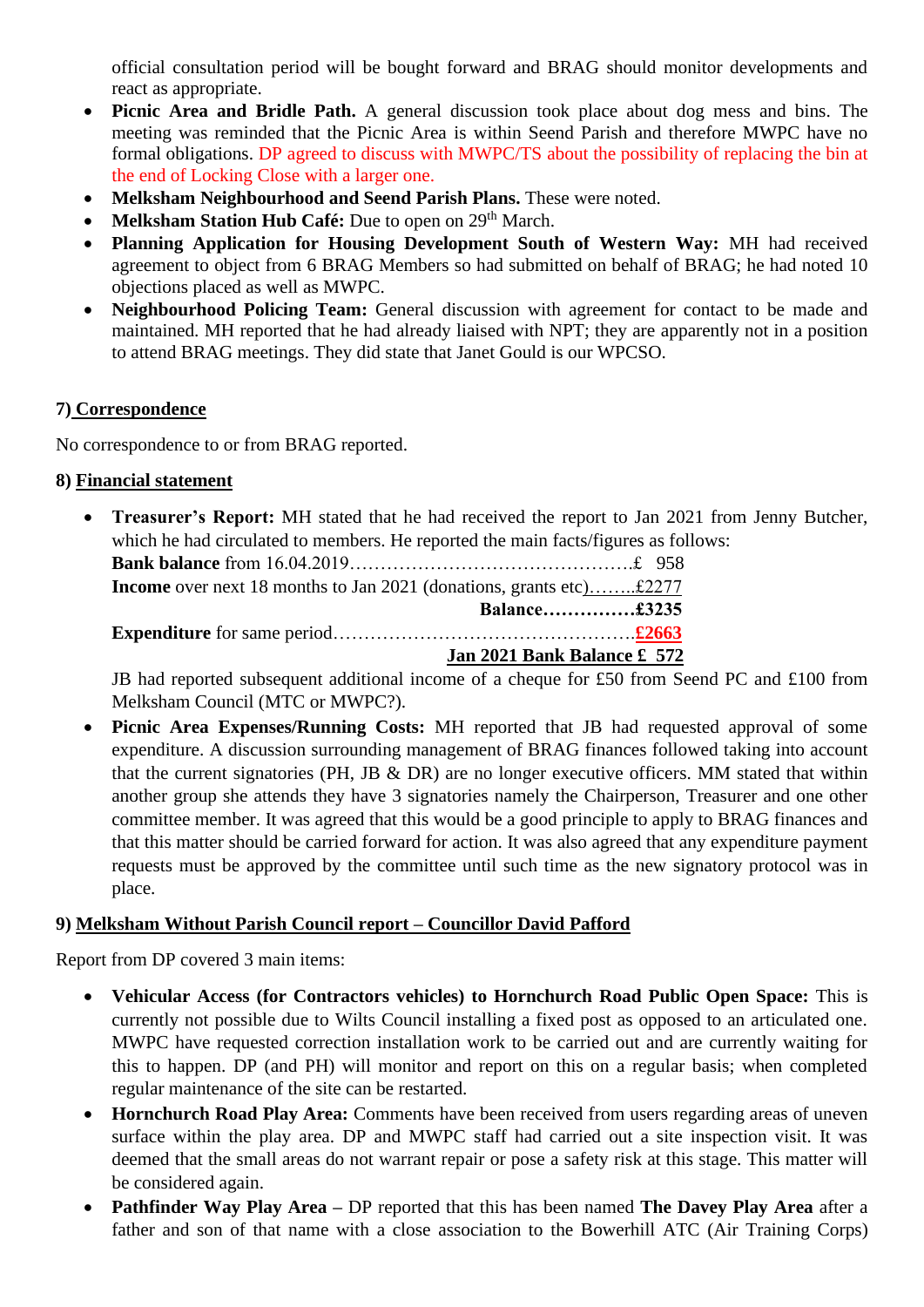official consultation period will be bought forward and BRAG should monitor developments and react as appropriate.

- **Picnic Area and Bridle Path.** A general discussion took place about dog mess and bins. The meeting was reminded that the Picnic Area is within Seend Parish and therefore MWPC have no formal obligations. DP agreed to discuss with MWPC/TS about the possibility of replacing the bin at the end of Locking Close with a larger one.
- **Melksham Neighbourhood and Seend Parish Plans.** These were noted.
- **Melksham Station Hub Café:** Due to open on 29th March.
- **Planning Application for Housing Development South of Western Way:** MH had received agreement to object from 6 BRAG Members so had submitted on behalf of BRAG; he had noted 10 objections placed as well as MWPC.
- **Neighbourhood Policing Team:** General discussion with agreement for contact to be made and maintained. MH reported that he had already liaised with NPT; they are apparently not in a position to attend BRAG meetings. They did state that Janet Gould is our WPCSO.

## 7) Correspondence

No correspondence to or from BRAG reported.

## 8) Financial statement

- **Treasurer's Report:** MH stated that he had received the report to Jan 2021 from Jenny Butcher, which he had circulated to members. He reported the main facts/figures as follows:
  **Bank balance** from 16.04.2019……………………………………….£ 958
  **Income** over next 18 months to Jan 2021 (donations, grants etc)……..£2277
  **Balance……………£3235**
  **Expenditure** for same period…………………………………………..**£2663**
  **Jan 2021 Bank Balance £ 572**
  JB had reported subsequent additional income of a cheque for £50 from Seend PC and £100 from Melksham Council (MTC or MWPC?).
- **Picnic Area Expenses/Running Costs:** MH reported that JB had requested approval of some expenditure. A discussion surrounding management of BRAG finances followed taking into account that the current signatories (PH, JB & DR) are no longer executive officers. MM stated that within another group she attends they have 3 signatories namely the Chairperson, Treasurer and one other committee member. It was agreed that this would be a good principle to apply to BRAG finances and that this matter should be carried forward for action. It was also agreed that any expenditure payment requests must be approved by the committee until such time as the new signatory protocol was in place.

## 9) Melksham Without Parish Council report – Councillor David Pafford

Report from DP covered 3 main items:

- **Vehicular Access (for Contractors vehicles) to Hornchurch Road Public Open Space:** This is currently not possible due to Wilts Council installing a fixed post as opposed to an articulated one. MWPC have requested correction installation work to be carried out and are currently waiting for this to happen. DP (and PH) will monitor and report on this on a regular basis; when completed regular maintenance of the site can be restarted.
- **Hornchurch Road Play Area:** Comments have been received from users regarding areas of uneven surface within the play area. DP and MWPC staff had carried out a site inspection visit. It was deemed that the small areas do not warrant repair or pose a safety risk at this stage. This matter will be considered again.
- **Pathfinder Way Play Area** – DP reported that this has been named **The Davey Play Area** after a father and son of that name with a close association to the Bowerhill ATC (Air Training Corps)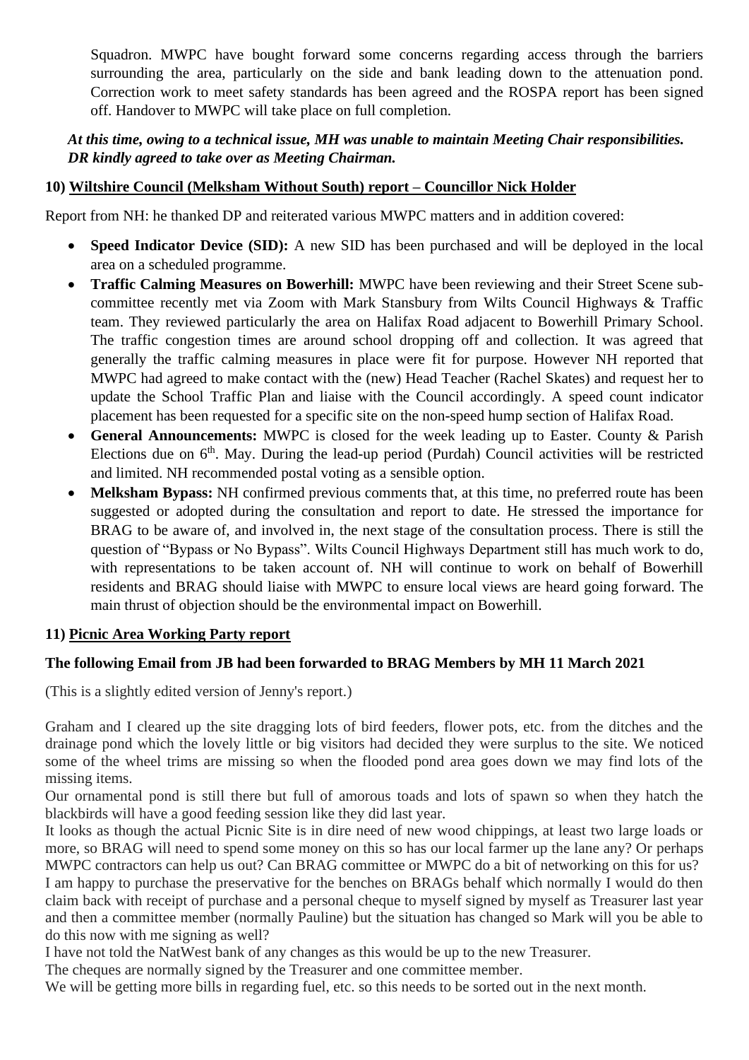Squadron. MWPC have bought forward some concerns regarding access through the barriers surrounding the area, particularly on the side and bank leading down to the attenuation pond. Correction work to meet safety standards has been agreed and the ROSPA report has been signed off. Handover to MWPC will take place on full completion.

***At this time, owing to a technical issue, MH was unable to maintain Meeting Chair responsibilities. DR kindly agreed to take over as Meeting Chairman.***

**10) Wiltshire Council (Melksham Without South) report – Councillor Nick Holder**

Report from NH: he thanked DP and reiterated various MWPC matters and in addition covered:

- **Speed Indicator Device (SID):** A new SID has been purchased and will be deployed in the local area on a scheduled programme.
- **Traffic Calming Measures on Bowerhill:** MWPC have been reviewing and their Street Scene sub-committee recently met via Zoom with Mark Stansbury from Wilts Council Highways & Traffic team. They reviewed particularly the area on Halifax Road adjacent to Bowerhill Primary School. The traffic congestion times are around school dropping off and collection. It was agreed that generally the traffic calming measures in place were fit for purpose. However NH reported that MWPC had agreed to make contact with the (new) Head Teacher (Rachel Skates) and request her to update the School Traffic Plan and liaise with the Council accordingly. A speed count indicator placement has been requested for a specific site on the non-speed hump section of Halifax Road.
- **General Announcements:** MWPC is closed for the week leading up to Easter. County & Parish Elections due on 6th. May. During the lead-up period (Purdah) Council activities will be restricted and limited. NH recommended postal voting as a sensible option.
- **Melksham Bypass:** NH confirmed previous comments that, at this time, no preferred route has been suggested or adopted during the consultation and report to date. He stressed the importance for BRAG to be aware of, and involved in, the next stage of the consultation process. There is still the question of "Bypass or No Bypass". Wilts Council Highways Department still has much work to do, with representations to be taken account of. NH will continue to work on behalf of Bowerhill residents and BRAG should liaise with MWPC to ensure local views are heard going forward. The main thrust of objection should be the environmental impact on Bowerhill.

**11) Picnic Area Working Party report**

**The following Email from JB had been forwarded to BRAG Members by MH 11 March 2021**

(This is a slightly edited version of Jenny's report.)

Graham and I cleared up the site dragging lots of bird feeders, flower pots, etc. from the ditches and the drainage pond which the lovely little or big visitors had decided they were surplus to the site. We noticed some of the wheel trims are missing so when the flooded pond area goes down we may find lots of the missing items.

Our ornamental pond is still there but full of amorous toads and lots of spawn so when they hatch the blackbirds will have a good feeding session like they did last year.

It looks as though the actual Picnic Site is in dire need of new wood chippings, at least two large loads or more, so BRAG will need to spend some money on this so has our local farmer up the lane any? Or perhaps MWPC contractors can help us out? Can BRAG committee or MWPC do a bit of networking on this for us?

I am happy to purchase the preservative for the benches on BRAGs behalf which normally I would do then claim back with receipt of purchase and a personal cheque to myself signed by myself as Treasurer last year and then a committee member (normally Pauline) but the situation has changed so Mark will you be able to do this now with me signing as well?

I have not told the NatWest bank of any changes as this would be up to the new Treasurer.

The cheques are normally signed by the Treasurer and one committee member.

We will be getting more bills in regarding fuel, etc. so this needs to be sorted out in the next month.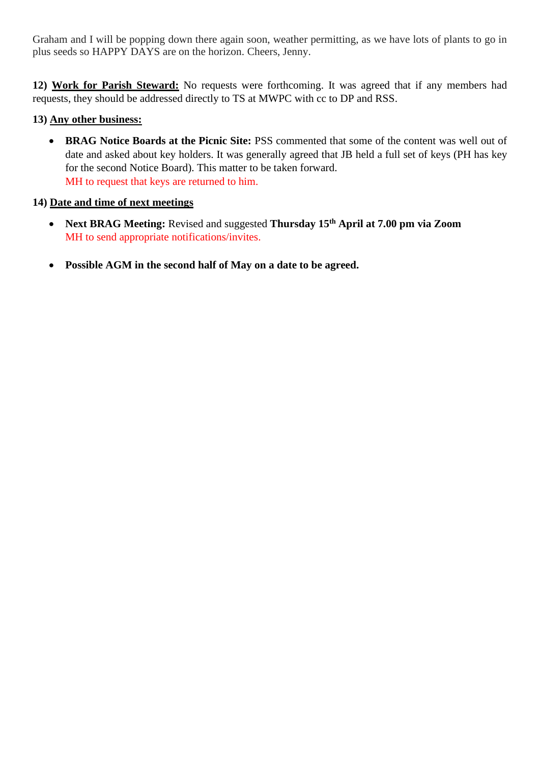Graham and I will be popping down there again soon, weather permitting, as we have lots of plants to go in plus seeds so HAPPY DAYS are on the horizon. Cheers, Jenny.

**12) Work for Parish Steward:** No requests were forthcoming. It was agreed that if any members had requests, they should be addressed directly to TS at MWPC with cc to DP and RSS.

**13) Any other business:**

- **BRAG Notice Boards at the Picnic Site:** PSS commented that some of the content was well out of date and asked about key holders. It was generally agreed that JB held a full set of keys (PH has key for the second Notice Board). This matter to be taken forward.
  MH to request that keys are returned to him.

**14) Date and time of next meetings**

- **Next BRAG Meeting:** Revised and suggested **Thursday 15th April at 7.00 pm via Zoom**
  MH to send appropriate notifications/invites.

- **Possible AGM in the second half of May on a date to be agreed.**